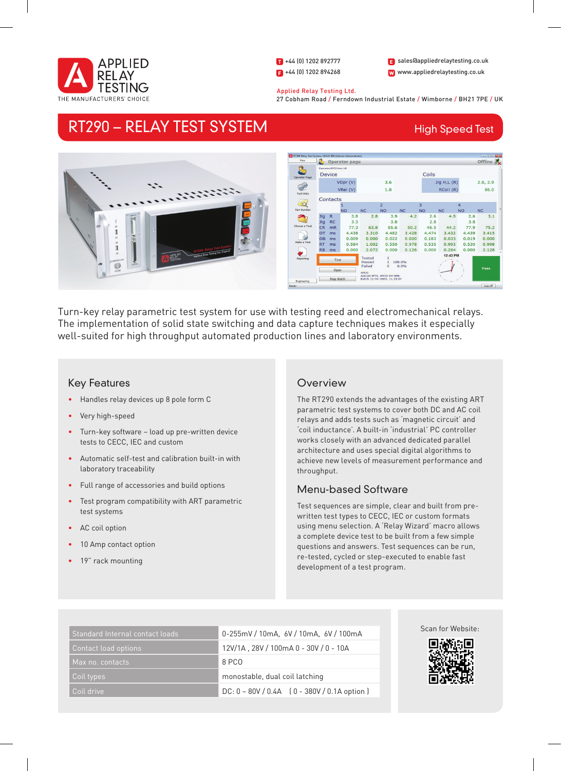APPLIED RELAY TESTING

THE MANUFACTURERS' CHOICE

T +44 (0) 1202 892777
F +44 (0) 1202 894268

E sales@appliedrelaytesting.co.uk
W www.appliedrelaytesting.co.uk

Applied Relay Testing Ltd.
27 Cobham Road / Ferndown Industrial Estate / Wimborne / BH21 7PE / UK

# RT290 – RELAY TEST SYSTEM

High Speed Test

Turn-key relay parametric test system for use with testing reed and electromechanical relays. The implementation of solid state switching and data capture techniques makes it especially well-suited for high throughput automated production lines and laboratory environments.

## Key Features

- Handles relay devices up 8 pole form C
- Very high-speed
- Turn-key software – load up pre-written device tests to CECC, IEC and custom
- Automatic self-test and calibration built-in with laboratory traceability
- Full range of accessories and build options
- Test program compatibility with ART parametric test systems
- AC coil option
- 10 Amp contact option
- 19" rack mounting

## Overview

The RT290 extends the advantages of the existing ART parametric test systems to cover both DC and AC coil relays and adds tests such as 'magnetic circuit' and 'coil inductance'. A built-in 'industrial' PC controller works closely with an advanced dedicated parallel architecture and uses special digital algorithms to achieve new levels of measurement performance and throughput.

## Menu-based Software

Test sequences are simple, clear and built from pre-written test types to CECC, IEC or custom formats using menu selection. A 'Relay Wizard' macro allows a complete device test to be built from a few simple questions and answers. Test sequences can be run, re-tested, cycled or step-executed to enable fast development of a test program.

| | |
|---|---|
| Standard Internal contact loads | 0-255mV / 10mA, 6V / 10mA, 6V / 100mA |
| Contact load options | 12V/1A , 28V / 100mA 0 - 30V / 0 - 10A |
| Max no. contacts | 8 PCO |
| Coil types | monostable, dual coil latching |
| Coil drive | DC: 0 – 80V / 0.4A ( 0 - 380V / 0.1A option ) |

Scan for Website: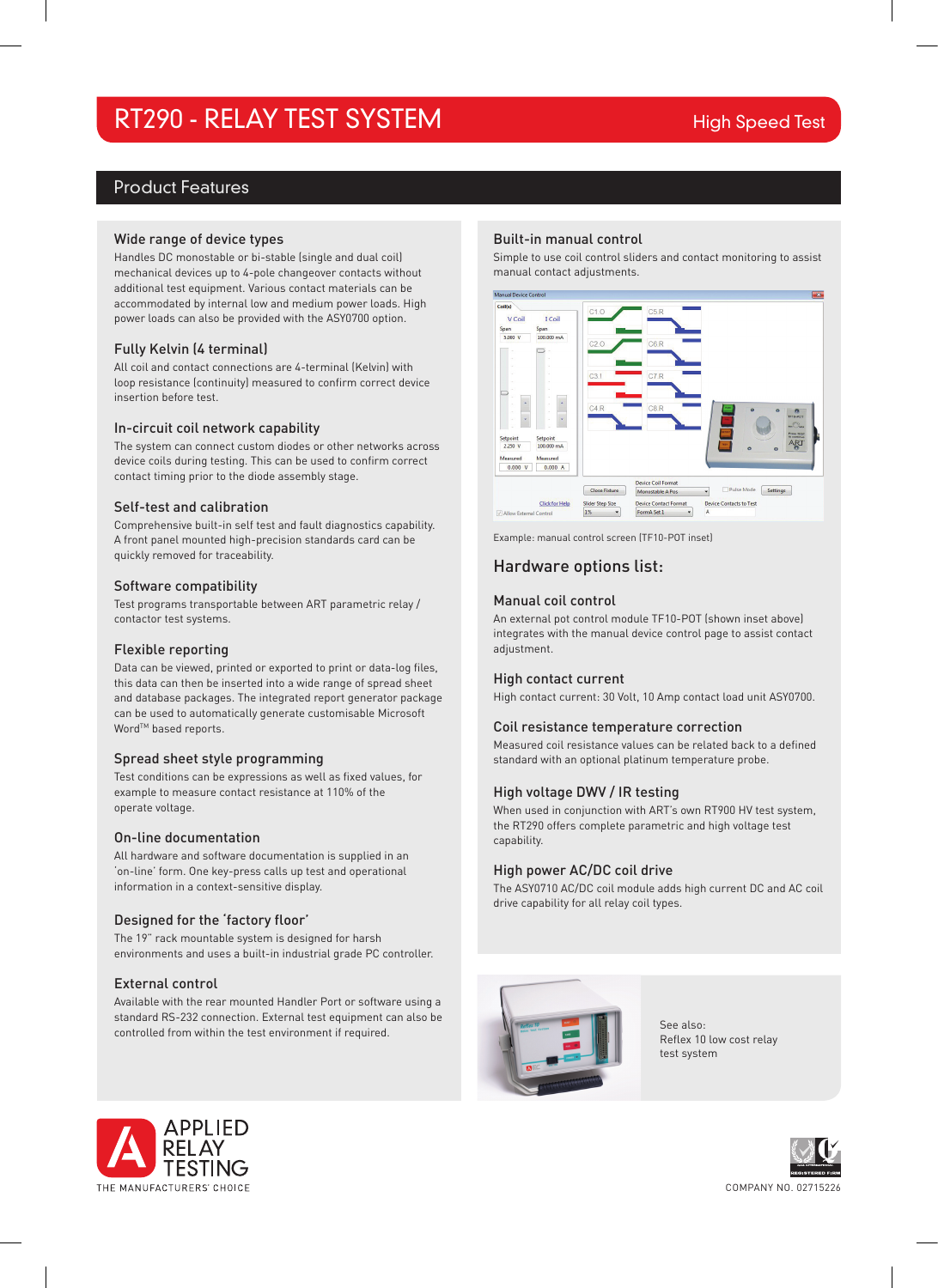# RT290 - RELAY TEST SYSTEM

High Speed Test

## Product Features

### Wide range of device types

Handles DC monostable or bi-stable (single and dual coil) mechanical devices up to 4-pole changeover contacts without additional test equipment. Various contact materials can be accommodated by internal low and medium power loads. High power loads can also be provided with the ASY0700 option.

### Fully Kelvin (4 terminal)

All coil and contact connections are 4-terminal (Kelvin) with loop resistance (continuity) measured to confirm correct device insertion before test.

### In-circuit coil network capability

The system can connect custom diodes or other networks across device coils during testing. This can be used to confirm correct contact timing prior to the diode assembly stage.

### Self-test and calibration

Comprehensive built-in self test and fault diagnostics capability. A front panel mounted high-precision standards card can be quickly removed for traceability.

### Software compatibility

Test programs transportable between ART parametric relay / contactor test systems.

### Flexible reporting

Data can be viewed, printed or exported to print or data-log files, this data can then be inserted into a wide range of spread sheet and database packages. The integrated report generator package can be used to automatically generate customisable Microsoft Word™ based reports.

### Spread sheet style programming

Test conditions can be expressions as well as fixed values, for example to measure contact resistance at 110% of the operate voltage.

### On-line documentation

All hardware and software documentation is supplied in an 'on-line' form. One key-press calls up test and operational information in a context-sensitive display.

### Designed for the 'factory floor'

The 19" rack mountable system is designed for harsh environments and uses a built-in industrial grade PC controller.

### External control

Available with the rear mounted Handler Port or software using a standard RS-232 connection. External test equipment can also be controlled from within the test environment if required.

### Built-in manual control

Simple to use coil control sliders and contact monitoring to assist manual contact adjustments.

Example: manual control screen (TF10-POT inset)

## Hardware options list:

### Manual coil control

An external pot control module TF10-POT (shown inset above) integrates with the manual device control page to assist contact adjustment.

### High contact current

High contact current: 30 Volt, 10 Amp contact load unit ASY0700.

### Coil resistance temperature correction

Measured coil resistance values can be related back to a defined standard with an optional platinum temperature probe.

### High voltage DWV / IR testing

When used in conjunction with ART's own RT900 HV test system, the RT290 offers complete parametric and high voltage test capability.

### High power AC/DC coil drive

The ASY0710 AC/DC coil module adds high current DC and AC coil drive capability for all relay coil types.

See also:
Reflex 10 low cost relay test system

APPLIED RELAY TESTING
THE MANUFACTURERS' CHOICE

COMPANY NO. 02715226